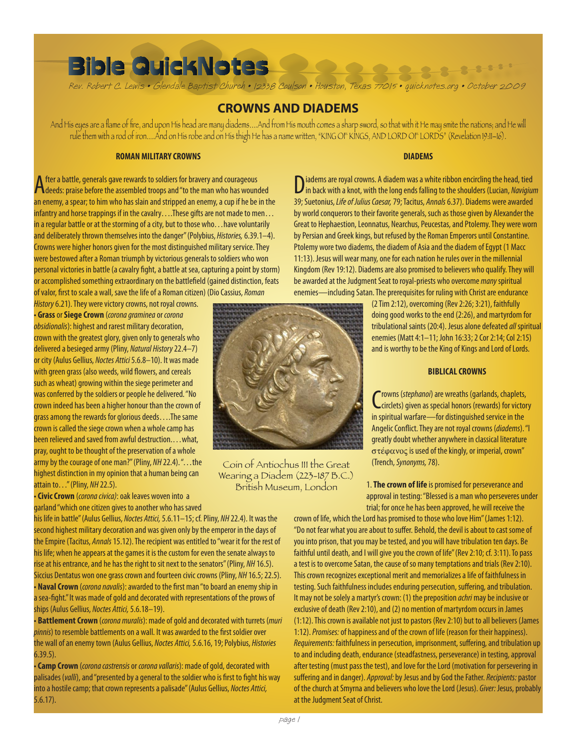# Bible QuickNotes

Rev. Robert C. Lewis • Glendale Baptist Church • 12338 Coulson • Houston, Texas 77015 • quicknotes.org • October 2009

## CROWNS AND DIADEMS

And His eyes are a flame of fire, and upon His head are many diadems….And from His mouth comes a sharp sword, so that with it He may smite the nations; and He will rule them with a rod of iron….And on His robe and on His thigh He has a name written, "KING OF KINGS, AND LORD OF LORDS" (Revelation 19:11–16).

### ROMAN MILITARY CROWNS

After a battle, generals gave rewards to soldiers for bravery and courageous deeds: praise before the assembled troops and "to the man who has wounded an enemy, a spear; to him who has slain and stripped an enemy, a cup if he be in the infantry and horse trappings if in the cavalry….These gifts are not made to men…in a regular battle or at the storming of a city, but to those who…have voluntarily and deliberately thrown themselves into the danger" (Polybius, *Histories,* 6.39.1–4). Crowns were higher honors given for the most distinguished military service. They were bestowed after a Roman triumph by victorious generals to soldiers who won personal victories in battle (a cavalry fight, a battle at sea, capturing a point by storm) or accomplished something extraordinary on the battlefield (gained distinction, feats of valor, first to scale a wall, save the life of a Roman citizen) (Dio Cassius, *Roman History* 6.21). They were victory crowns, not royal crowns.

• **Grass** or **Siege Crown** (*corona graminea* or *corona obsidionalis*): highest and rarest military decoration, crown with the greatest glory, given only to generals who delivered a besieged army (Pliny, *Natural History* 22.4–7) or city (Aulus Gellius, *Noctes Attici* 5.6.8–10). It was made with green grass (also weeds, wild flowers, and cereals such as wheat) growing within the siege perimeter and was conferred by the soldiers or people he delivered. "No crown indeed has been a higher honour than the crown of grass among the rewards for glorious deeds….The same crown is called the siege crown when a whole camp has been relieved and saved from awful destruction….what, pray, ought to be thought of the preservation of a whole army by the courage of one man?" (Pliny, *NH* 22.4). "…the highest distinction in my opinion that a human being can attain to…" (Pliny, *NH* 22.5).

• **Civic Crown** (*corona civica*): oak leaves woven into a garland "which one citizen gives to another who has saved his life in battle" (Aulus Gellius, *Noctes Attici,* 5.6.11–15; cf. Pliny, *NH* 22.4). It was the second highest military decoration and was given only by the emperor in the days of the Empire (Tacitus, *Annals* 15.12). The recipient was entitled to "wear it for the rest of his life; when he appears at the games it is the custom for even the senate always to rise at his entrance, and he has the right to sit next to the senators" (Pliny, *NH* 16.5). Siccius Dentatus won one grass crown and fourteen civic crowns (Pliny, *NH* 16.5; 22.5).

• **Naval Crown** (*corona navalis*): awarded to the first man "to board an enemy ship in a sea-fight." It was made of gold and decorated with representations of the prows of ships (Aulus Gellius, *Noctes Attici,* 5.6.18–19).

• **Battlement Crown** (*corona muralis*): made of gold and decorated with turrets (*muri pinnis*) to resemble battlements on a wall. It was awarded to the first soldier over the wall of an enemy town (Aulus Gellius, *Noctes Attici,* 5.6.16, 19; Polybius, *Histories* 6.39.5).

• **Camp Crown** (*corona castrensis* or *corona vallaris*): made of gold, decorated with palisades (*valli*), and "presented by a general to the soldier who is first to fight his way into a hostile camp; that crown represents a palisade" (Aulus Gellius, *Noctes Attici,* 5.6.17).

Coin of Antiochus III the Great Wearing a Diadem (223–187 B.C.) British Museum, London

### DIADEMS

Diadems are royal crowns. A diadem was a white ribbon encircling the head, tied in back with a knot, with the long ends falling to the shoulders (Lucian, *Navigium* 39; Suetonius, *Life of Julius Caesar,* 79; Tacitus, *Annals* 6.37). Diadems were awarded by world conquerors to their favorite generals, such as those given by Alexander the Great to Hephaestion, Leonnatus, Nearchus, Peucestas, and Ptolemy. They were worn by Persian and Greek kings, but refused by the Roman Emperors until Constantine. Ptolemy wore two diadems, the diadem of Asia and the diadem of Egypt (1 Macc 11:13). Jesus will wear many, one for each nation he rules over in the millennial Kingdom (Rev 19:12). Diadems are also promised to believers who qualify. They will be awarded at the Judgment Seat to royal-priests who overcome *many* spiritual enemies—including Satan. The prerequisites for ruling with Christ are endurance (2 Tim 2:12), overcoming (Rev 2:26; 3:21), faithfully doing good works to the end (2:26), and martyrdom for tribulational saints (20:4). Jesus alone defeated *all* spiritual enemies (Matt 4:1–11; John 16:33; 2 Cor 2:14; Col 2:15) and is worthy to be the King of Kings and Lord of Lords.

### BIBLICAL CROWNS

Crowns (*stephanoi*) are wreaths (garlands, chaplets, circlets) given as special honors (rewards) for victory in spiritual warfare—for distinguished service in the Angelic Conflict. They are not royal crowns (*diadems*). "I greatly doubt whether anywhere in classical literature στέφανος is used of the kingly, or imperial, crown" (Trench, *Synonyms,* 78).

1. **The crown of life** is promised for perseverance and approval in testing: "Blessed is a man who perseveres under trial; for once he has been approved, he will receive the crown of life, which the Lord has promised to those who love Him" (James 1:12). "Do not fear what you are about to suffer. Behold, the devil is about to cast some of you into prison, that you may be tested, and you will have tribulation ten days. Be faithful until death, and I will give you the crown of life" (Rev 2:10; cf. 3:11). To pass a test is to overcome Satan, the cause of so many temptations and trials (Rev 2:10). This crown recognizes exceptional merit and memorializes a life of faithfulness in testing. Such faithfulness includes enduring persecution, suffering, and tribulation. It may not be solely a martyr's crown: (1) the preposition *achri* may be inclusive or exclusive of death (Rev 2:10), and (2) no mention of martyrdom occurs in James (1:12). This crown is available not just to pastors (Rev 2:10) but to all believers (James 1:12). *Promises:* of happiness and of the crown of life (reason for their happiness). *Requirements:* faithfulness in persecution, imprisonment, suffering, and tribulation up to and including death, endurance (steadfastness, perseverance) in testing, approval after testing (must pass the test), and love for the Lord (motivation for persevering in suffering and in danger). *Approval:* by Jesus and by God the Father. *Recipients:* pastor of the church at Smyrna and believers who love the Lord (Jesus). *Giver:* Jesus, probably at the Judgment Seat of Christ.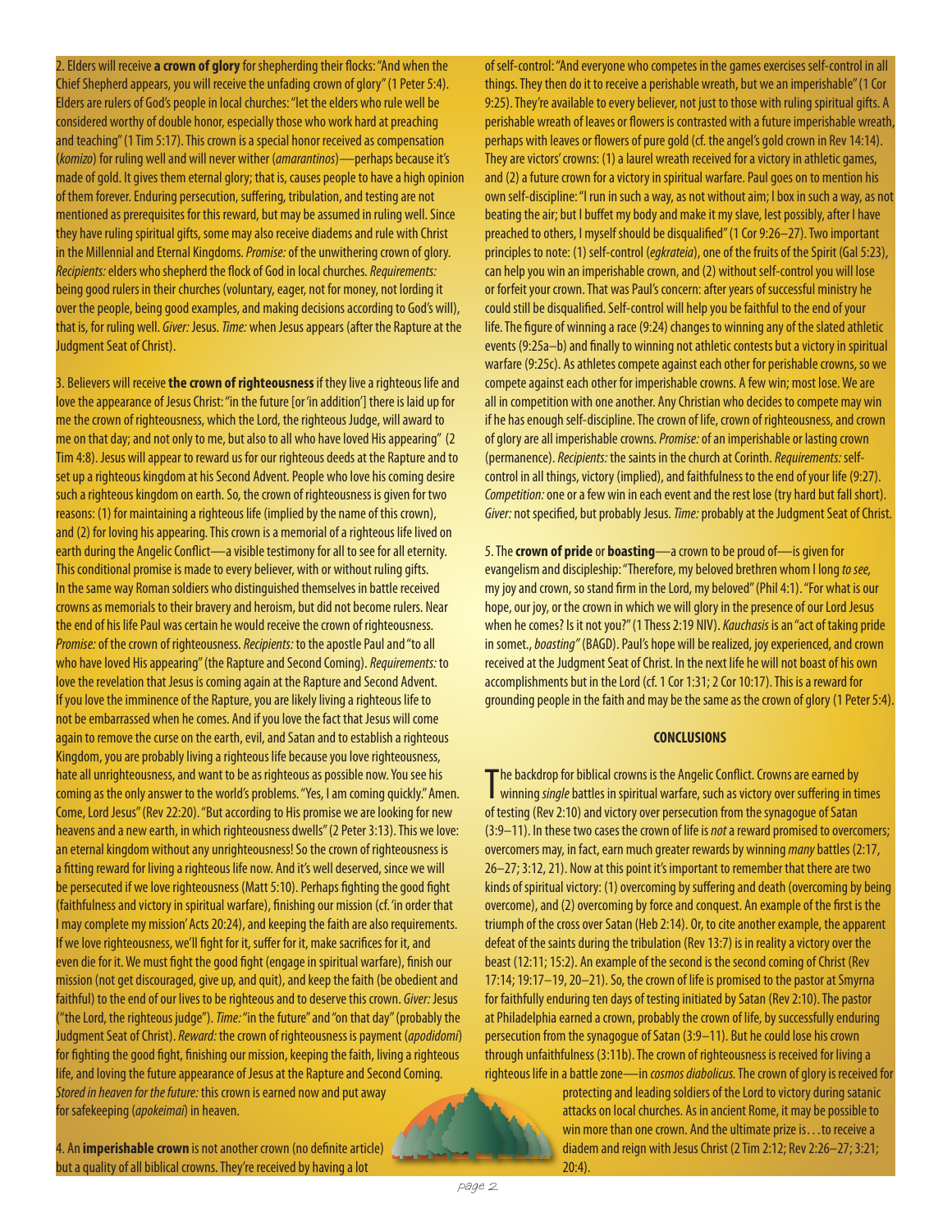2. Elders will receive **a crown of glory** for shepherding their flocks: "And when the Chief Shepherd appears, you will receive the unfading crown of glory" (1 Peter 5:4). Elders are rulers of God's people in local churches: "let the elders who rule well be considered worthy of double honor, especially those who work hard at preaching and teaching" (1 Tim 5:17). This crown is a special honor received as compensation (*komizo*) for ruling well and will never wither (*amarantinos*)—perhaps because it's made of gold. It gives them eternal glory; that is, causes people to have a high opinion of them forever. Enduring persecution, suffering, tribulation, and testing are not mentioned as prerequisites for this reward, but may be assumed in ruling well. Since they have ruling spiritual gifts, some may also receive diadems and rule with Christ in the Millennial and Eternal Kingdoms. *Promise:* of the unwithering crown of glory. *Recipients:* elders who shepherd the flock of God in local churches. *Requirements:* being good rulers in their churches (voluntary, eager, not for money, not lording it over the people, being good examples, and making decisions according to God's will), that is, for ruling well. *Giver:* Jesus. *Time:* when Jesus appears (after the Rapture at the Judgment Seat of Christ).

3. Believers will receive **the crown of righteousness** if they live a righteous life and love the appearance of Jesus Christ: "in the future [or 'in addition'] there is laid up for me the crown of righteousness, which the Lord, the righteous Judge, will award to me on that day; and not only to me, but also to all who have loved His appearing" (2 Tim 4:8). Jesus will appear to reward us for our righteous deeds at the Rapture and to set up a righteous kingdom at his Second Advent. People who love his coming desire such a righteous kingdom on earth. So, the crown of righteousness is given for two reasons: (1) for maintaining a righteous life (implied by the name of this crown), and (2) for loving his appearing. This crown is a memorial of a righteous life lived on earth during the Angelic Conflict—a visible testimony for all to see for all eternity. This conditional promise is made to every believer, with or without ruling gifts. In the same way Roman soldiers who distinguished themselves in battle received crowns as memorials to their bravery and heroism, but did not become rulers. Near the end of his life Paul was certain he would receive the crown of righteousness. *Promise:* of the crown of righteousness. *Recipients:* to the apostle Paul and "to all who have loved His appearing" (the Rapture and Second Coming). *Requirements:* to love the revelation that Jesus is coming again at the Rapture and Second Advent. If you love the imminence of the Rapture, you are likely living a righteous life to not be embarrassed when he comes. And if you love the fact that Jesus will come again to remove the curse on the earth, evil, and Satan and to establish a righteous Kingdom, you are probably living a righteous life because you love righteousness, hate all unrighteousness, and want to be as righteous as possible now. You see his coming as the only answer to the world's problems. "Yes, I am coming quickly." Amen. Come, Lord Jesus" (Rev 22:20). "But according to His promise we are looking for new heavens and a new earth, in which righteousness dwells" (2 Peter 3:13). This we love: an eternal kingdom without any unrighteousness! So the crown of righteousness is a fitting reward for living a righteous life now. And it's well deserved, since we will be persecuted if we love righteousness (Matt 5:10). Perhaps fighting the good fight (faithfulness and victory in spiritual warfare), finishing our mission (cf. 'in order that I may complete my mission' Acts 20:24), and keeping the faith are also requirements. If we love righteousness, we'll fight for it, suffer for it, make sacrifices for it, and even die for it. We must fight the good fight (engage in spiritual warfare), finish our mission (not get discouraged, give up, and quit), and keep the faith (be obedient and faithful) to the end of our lives to be righteous and to deserve this crown. *Giver:* Jesus ("the Lord, the righteous judge"). *Time:* "in the future" and "on that day" (probably the Judgment Seat of Christ). *Reward:* the crown of righteousness is payment (*apodidomi*) for fighting the good fight, finishing our mission, keeping the faith, living a righteous life, and loving the future appearance of Jesus at the Rapture and Second Coming. *Stored in heaven for the future:* this crown is earned now and put away for safekeeping (*apokeimai*) in heaven.

4. An **imperishable crown** is not another crown (no definite article) but a quality of all biblical crowns. They're received by having a lot of self-control: "And everyone who competes in the games exercises self-control in all things. They then do it to receive a perishable wreath, but we an imperishable" (1 Cor 9:25). They're available to every believer, not just to those with ruling spiritual gifts. A perishable wreath of leaves or flowers is contrasted with a future imperishable wreath, perhaps with leaves or flowers of pure gold (cf. the angel's gold crown in Rev 14:14). They are victors' crowns: (1) a laurel wreath received for a victory in athletic games, and (2) a future crown for a victory in spiritual warfare. Paul goes on to mention his own self-discipline: "I run in such a way, as not without aim; I box in such a way, as not beating the air; but I buffet my body and make it my slave, lest possibly, after I have preached to others, I myself should be disqualified" (1 Cor 9:26–27). Two important principles to note: (1) self-control (*egkrateia*), one of the fruits of the Spirit (Gal 5:23), can help you win an imperishable crown, and (2) without self-control you will lose or forfeit your crown. That was Paul's concern: after years of successful ministry he could still be disqualified. Self-control will help you be faithful to the end of your life. The figure of winning a race (9:24) changes to winning any of the slated athletic events (9:25a–b) and finally to winning not athletic contests but a victory in spiritual warfare (9:25c). As athletes compete against each other for perishable crowns, so we compete against each other for imperishable crowns. A few win; most lose. We are all in competition with one another. Any Christian who decides to compete may win if he has enough self-discipline. The crown of life, crown of righteousness, and crown of glory are all imperishable crowns. *Promise:* of an imperishable or lasting crown (permanence). *Recipients:* the saints in the church at Corinth. *Requirements:* self-control in all things, victory (implied), and faithfulness to the end of your life (9:27). *Competition:* one or a few win in each event and the rest lose (try hard but fall short). *Giver:* not specified, but probably Jesus. *Time:* probably at the Judgment Seat of Christ.

5. The **crown of pride** or **boasting**—a crown to be proud of—is given for evangelism and discipleship: "Therefore, my beloved brethren whom I long *to see,* my joy and crown, so stand firm in the Lord, my beloved" (Phil 4:1). "For what is our hope, our joy, or the crown in which we will glory in the presence of our Lord Jesus when he comes? Is it not you?" (1 Thess 2:19 NIV). *Kauchasis* is an "act of taking pride in somet., *boasting"* (BAGD). Paul's hope will be realized, joy experienced, and crown received at the Judgment Seat of Christ. In the next life he will not boast of his own accomplishments but in the Lord (cf. 1 Cor 1:31; 2 Cor 10:17). This is a reward for grounding people in the faith and may be the same as the crown of glory (1 Peter 5:4).

## CONCLUSIONS

The backdrop for biblical crowns is the Angelic Conflict. Crowns are earned by winning *single* battles in spiritual warfare, such as victory over suffering in times of testing (Rev 2:10) and victory over persecution from the synagogue of Satan (3:9–11). In these two cases the crown of life is *not* a reward promised to overcomers; overcomers may, in fact, earn much greater rewards by winning *many* battles (2:17, 26–27; 3:12, 21). Now at this point it's important to remember that there are two kinds of spiritual victory: (1) overcoming by suffering and death (overcoming by being overcome), and (2) overcoming by force and conquest. An example of the first is the triumph of the cross over Satan (Heb 2:14). Or, to cite another example, the apparent defeat of the saints during the tribulation (Rev 13:7) is in reality a victory over the beast (12:11; 15:2). An example of the second is the second coming of Christ (Rev 17:14; 19:17–19, 20–21). So, the crown of life is promised to the pastor at Smyrna for faithfully enduring ten days of testing initiated by Satan (Rev 2:10). The pastor at Philadelphia earned a crown, probably the crown of life, by successfully enduring persecution from the synagogue of Satan (3:9–11). But he could lose his crown through unfaithfulness (3:11b). The crown of righteousness is received for living a righteous life in a battle zone—in *cosmos diabolicus.* The crown of glory is received for protecting and leading soldiers of the Lord to victory during satanic attacks on local churches. As in ancient Rome, it may be possible to win more than one crown. And the ultimate prize is. . .to receive a diadem and reign with Jesus Christ (2 Tim 2:12; Rev 2:26–27; 3:21; 20:4).